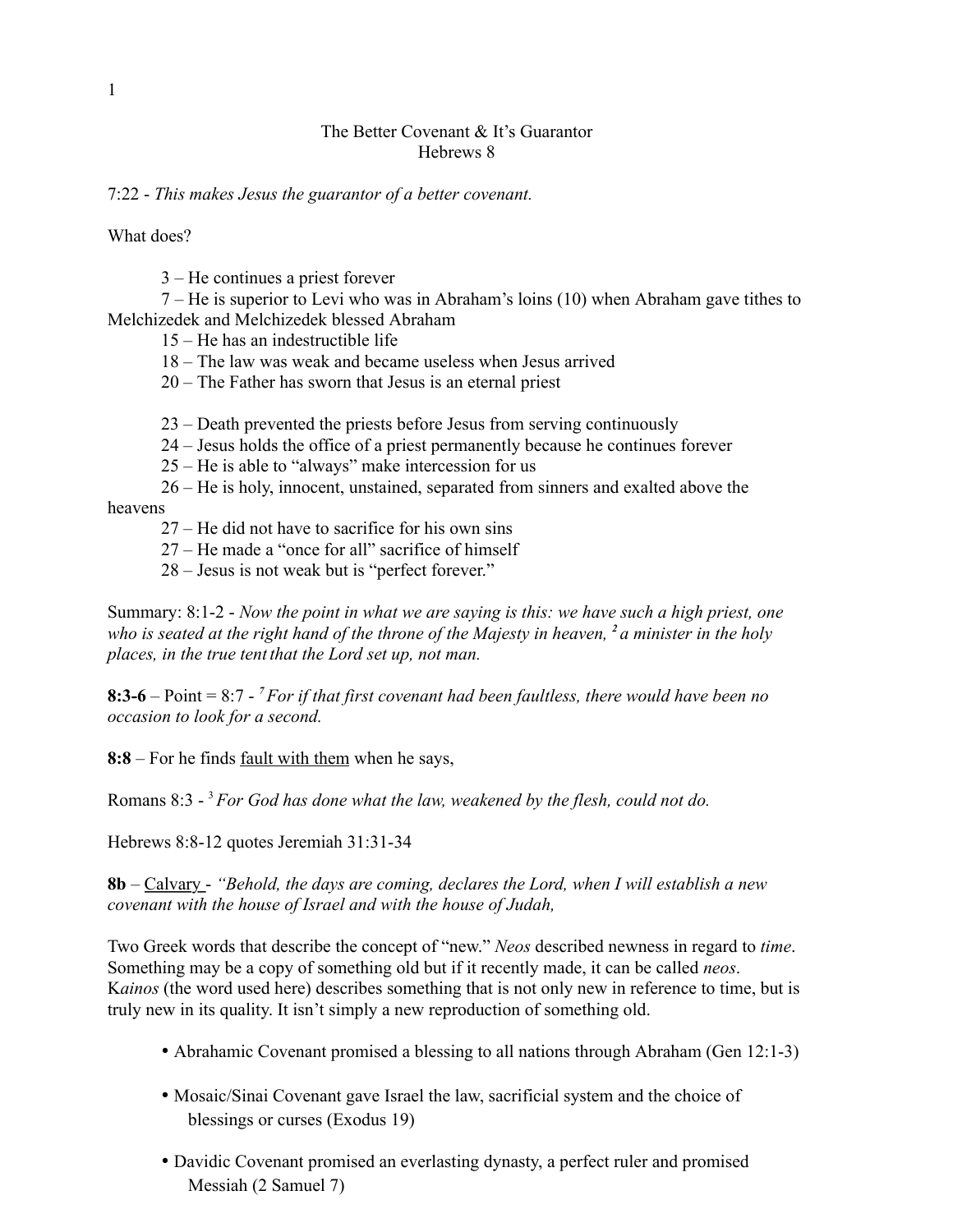# The Better Covenant & It's Guarantor
## Hebrews 8

7:22 - *This makes Jesus the guarantor of a better covenant.*

What does?

3 – He continues a priest forever
7 – He is superior to Levi who was in Abraham's loins (10) when Abraham gave tithes to Melchizedek and Melchizedek blessed Abraham
15 – He has an indestructible life
18 – The law was weak and became useless when Jesus arrived
20 – The Father has sworn that Jesus is an eternal priest

23 – Death prevented the priests before Jesus from serving continuously
24 – Jesus holds the office of a priest permanently because he continues forever
25 – He is able to "always" make intercession for us
26 – He is holy, innocent, unstained, separated from sinners and exalted above the heavens
27 – He did not have to sacrifice for his own sins
27 – He made a "once for all" sacrifice of himself
28 – Jesus is not weak but is "perfect forever."

Summary: 8:1-2 - *Now the point in what we are saying is this: we have such a high priest, one who is seated at the right hand of the throne of the Majesty in heaven, **2** a minister in the holy places, in the true tent that the Lord set up, not man.*

**8:3-6** – Point = 8:7 - *7 For if that first covenant had been faultless, there would have been no occasion to look for a second.*

**8:8** – For he finds <u>fault with them</u> when he says,

Romans 8:3 - *3 For God has done what the law, weakened by the flesh, could not do.*

Hebrews 8:8-12 quotes Jeremiah 31:31-34

**8b** – <u>Calvary</u> - *"Behold, the days are coming, declares the Lord, when I will establish a new covenant with the house of Israel and with the house of Judah,*

Two Greek words that describe the concept of "new." *Neos* described newness in regard to *time*. Something may be a copy of something old but if it recently made, it can be called *neos*. K*ainos* (the word used here) describes something that is not only new in reference to time, but is truly new in its quality. It isn't simply a new reproduction of something old.

- Abrahamic Covenant promised a blessing to all nations through Abraham (Gen 12:1-3)
- Mosaic/Sinai Covenant gave Israel the law, sacrificial system and the choice of blessings or curses (Exodus 19)
- Davidic Covenant promised an everlasting dynasty, a perfect ruler and promised Messiah (2 Samuel 7)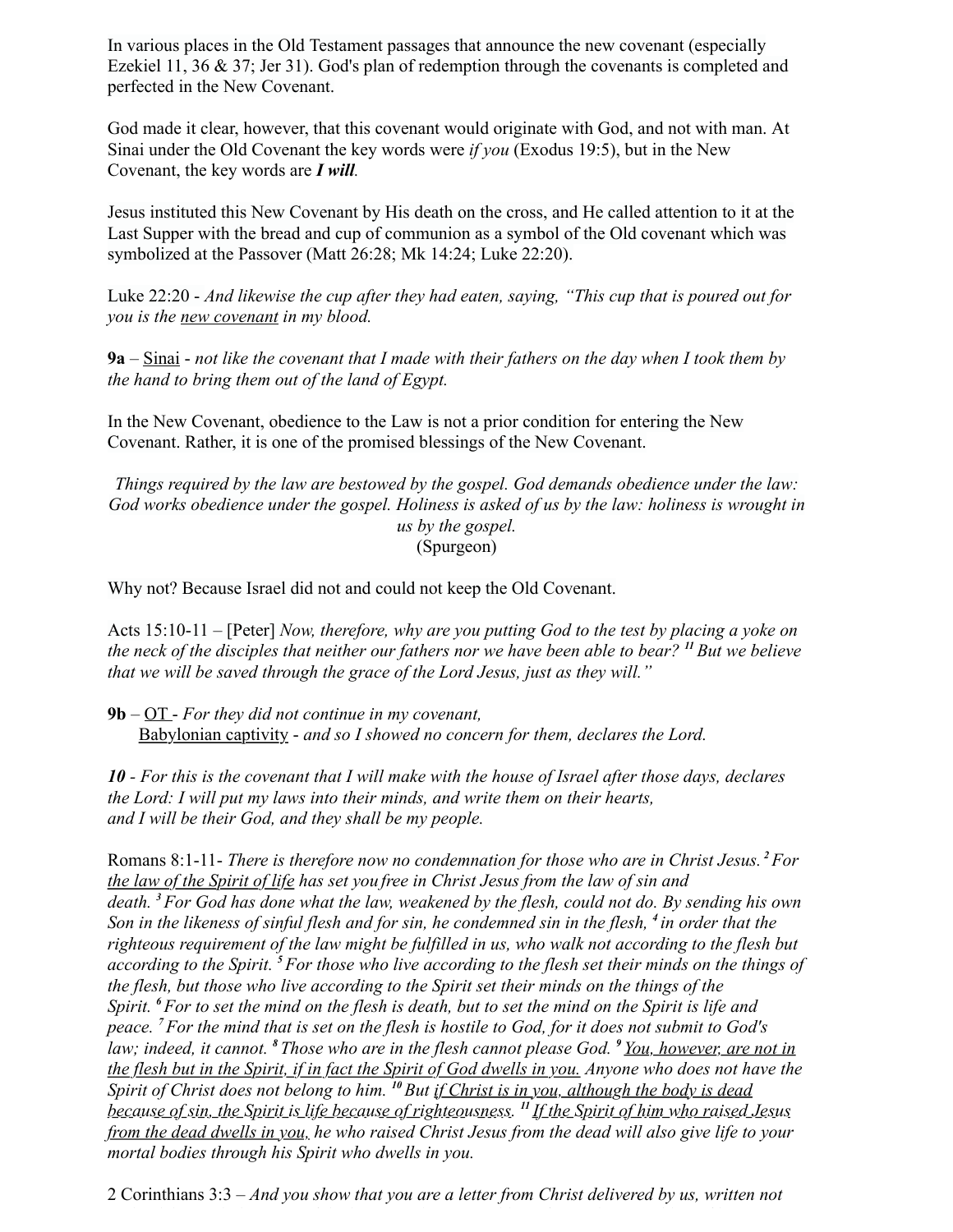In various places in the Old Testament passages that announce the new covenant (especially Ezekiel 11, 36 & 37; Jer 31). God's plan of redemption through the covenants is completed and perfected in the New Covenant.

God made it clear, however, that this covenant would originate with God, and not with man. At Sinai under the Old Covenant the key words were *if you* (Exodus 19:5), but in the New Covenant, the key words are ***I will***.

Jesus instituted this New Covenant by His death on the cross, and He called attention to it at the Last Supper with the bread and cup of communion as a symbol of the Old covenant which was symbolized at the Passover (Matt 26:28; Mk 14:24; Luke 22:20).

Luke 22:20 - *And likewise the cup after they had eaten, saying, "This cup that is poured out for you is the <u>new covenant</u> in my blood.*

**9a** – <u>Sinai</u> - *not like the covenant that I made with their fathers on the day when I took them by the hand to bring them out of the land of Egypt.*

In the New Covenant, obedience to the Law is not a prior condition for entering the New Covenant. Rather, it is one of the promised blessings of the New Covenant.

*Things required by the law are bestowed by the gospel. God demands obedience under the law: God works obedience under the gospel. Holiness is asked of us by the law: holiness is wrought in us by the gospel.*
(Spurgeon)

Why not? Because Israel did not and could not keep the Old Covenant.

Acts 15:10-11 – [Peter] *Now, therefore, why are you putting God to the test by placing a yoke on the neck of the disciples that neither our fathers nor we have been able to bear? [11] But we believe that we will be saved through the grace of the Lord Jesus, just as they will."*

**9b** – <u>OT</u> - *For they did not continue in my covenant,*
<u>Babylonian captivity</u> - *and so I showed no concern for them, declares the Lord.*

***10*** - *For this is the covenant that I will make with the house of Israel after those days, declares the Lord: I will put my laws into their minds, and write them on their hearts, and I will be their God, and they shall be my people.*

Romans 8:1-11- *There is therefore now no condemnation for those who are in Christ Jesus. [2] For <u>the law of the Spirit of life</u> has set you free in Christ Jesus from the law of sin and death. [3] For God has done what the law, weakened by the flesh, could not do. By sending his own Son in the likeness of sinful flesh and for sin, he condemned sin in the flesh, [4] in order that the righteous requirement of the law might be fulfilled in us, who walk not according to the flesh but according to the Spirit. [5] For those who live according to the flesh set their minds on the things of the flesh, but those who live according to the Spirit set their minds on the things of the Spirit. [6] For to set the mind on the flesh is death, but to set the mind on the Spirit is life and peace. [7] For the mind that is set on the flesh is hostile to God, for it does not submit to God's law; indeed, it cannot. [8] Those who are in the flesh cannot please God. [9] <u>You, however, are not in the flesh but in the Spirit, if in fact the Spirit of God dwells in you.</u> Anyone who does not have the Spirit of Christ does not belong to him. [10] But <u>if Christ is in you, although the body is dead because of sin, the Spirit is life because of righteousness</u>. [11] <u>If the Spirit of him who raised Jesus from the dead dwells in you,</u> he who raised Christ Jesus from the dead will also give life to your mortal bodies through his Spirit who dwells in you.*

2 Corinthians 3:3 – *And you show that you are a letter from Christ delivered by us, written not*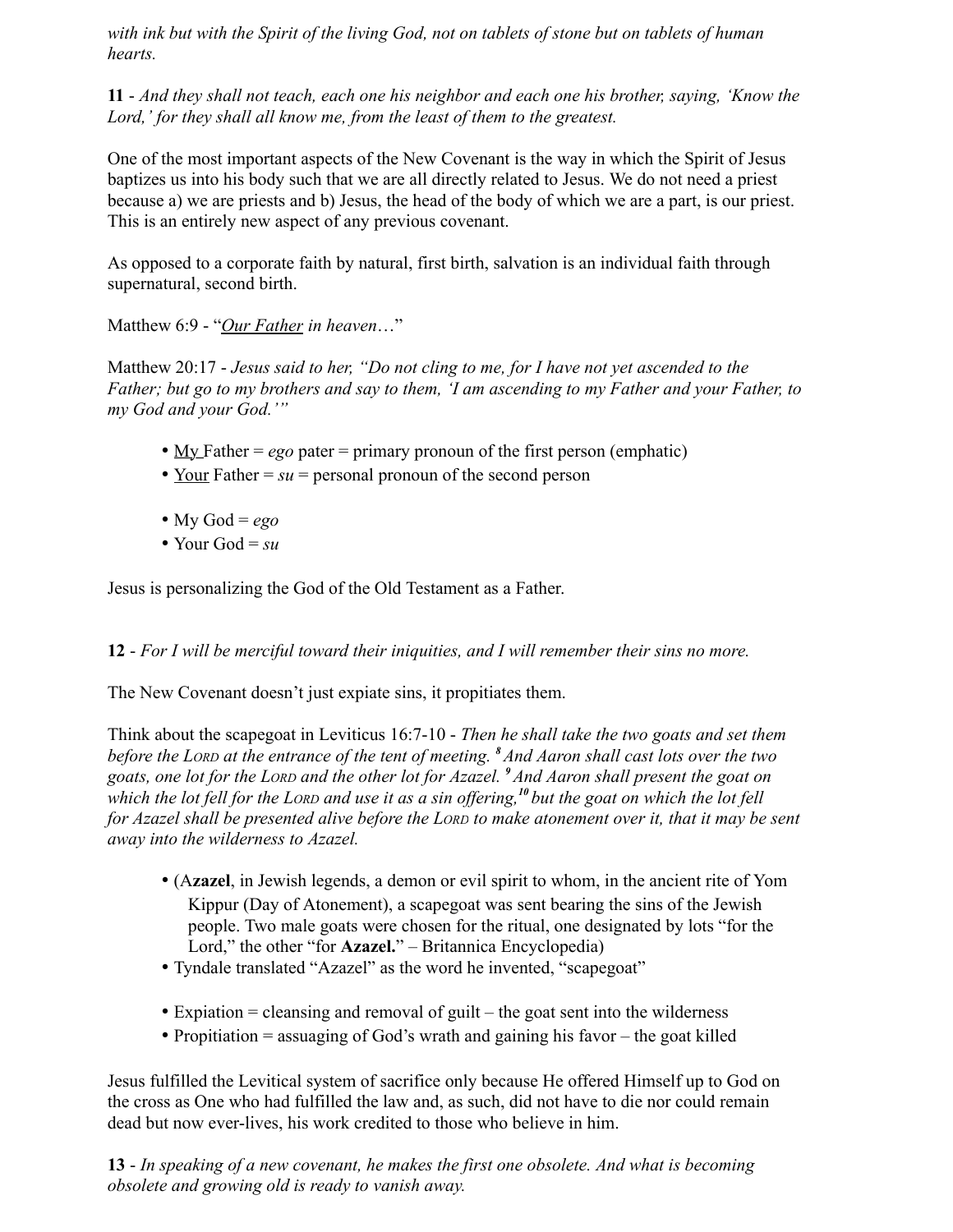*with ink but with the Spirit of the living God, not on tablets of stone but on tablets of human hearts.*

**11** - *And they shall not teach, each one his neighbor and each one his brother, saying, 'Know the Lord,' for they shall all know me, from the least of them to the greatest.*

One of the most important aspects of the New Covenant is the way in which the Spirit of Jesus baptizes us into his body such that we are all directly related to Jesus. We do not need a priest because a) we are priests and b) Jesus, the head of the body of which we are a part, is our priest. This is an entirely new aspect of any previous covenant.

As opposed to a corporate faith by natural, first birth, salvation is an individual faith through supernatural, second birth.

Matthew 6:9 - "*<u>Our Father</u> in heaven…*"

Matthew 20:17 - *Jesus said to her, "Do not cling to me, for I have not yet ascended to the Father; but go to my brothers and say to them, 'I am ascending to my Father and your Father, to my God and your God.'"*

- <u>My</u> Father = *ego* pater = primary pronoun of the first person (emphatic)
- <u>Your</u> Father = *su* = personal pronoun of the second person

- My God = *ego*
- Your God = *su*

Jesus is personalizing the God of the Old Testament as a Father.

**12** - *For I will be merciful toward their iniquities, and I will remember their sins no more.*

The New Covenant doesn't just expiate sins, it propitiates them.

Think about the scapegoat in Leviticus 16:7-10 - *Then he shall take the two goats and set them before the Lord at the entrance of the tent of meeting.* ***8*** *And Aaron shall cast lots over the two goats, one lot for the Lord and the other lot for Azazel.* ***9*** *And Aaron shall present the goat on which the lot fell for the Lord and use it as a sin offering,* ***10*** *but the goat on which the lot fell for Azazel shall be presented alive before the Lord to make atonement over it, that it may be sent away into the wilderness to Azazel.*

- (A**zazel**, in Jewish legends, a demon or evil spirit to whom, in the ancient rite of Yom Kippur (Day of Atonement), a scapegoat was sent bearing the sins of the Jewish people. Two male goats were chosen for the ritual, one designated by lots "for the Lord," the other "for **Azazel.**" – Britannica Encyclopedia)
- Tyndale translated "Azazel" as the word he invented, "scapegoat"

- Expiation = cleansing and removal of guilt – the goat sent into the wilderness
- Propitiation = assuaging of God's wrath and gaining his favor – the goat killed

Jesus fulfilled the Levitical system of sacrifice only because He offered Himself up to God on the cross as One who had fulfilled the law and, as such, did not have to die nor could remain dead but now ever-lives, his work credited to those who believe in him.

**13** - *In speaking of a new covenant, he makes the first one obsolete. And what is becoming obsolete and growing old is ready to vanish away.*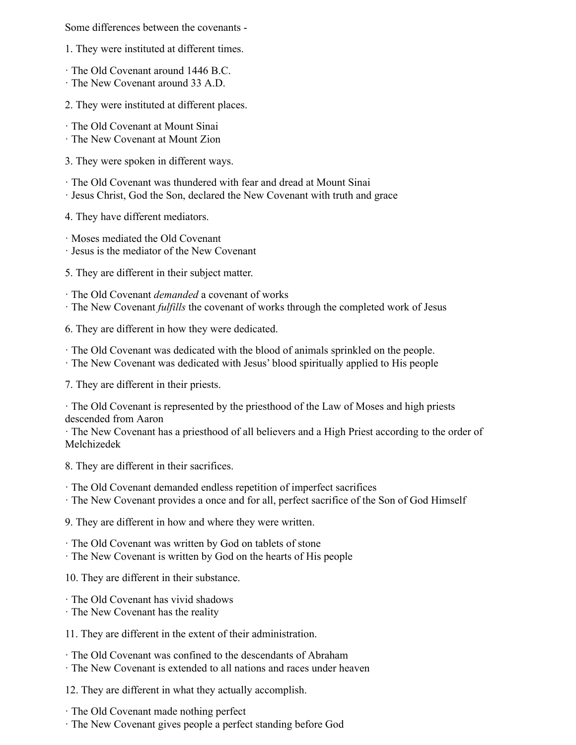Some differences between the covenants -

1. They were instituted at different times.

· The Old Covenant around 1446 B.C.
· The New Covenant around 33 A.D.

2. They were instituted at different places.

· The Old Covenant at Mount Sinai
· The New Covenant at Mount Zion

3. They were spoken in different ways.

· The Old Covenant was thundered with fear and dread at Mount Sinai
· Jesus Christ, God the Son, declared the New Covenant with truth and grace

4. They have different mediators.

· Moses mediated the Old Covenant
· Jesus is the mediator of the New Covenant

5. They are different in their subject matter.

· The Old Covenant *demanded* a covenant of works
· The New Covenant *fulfills* the covenant of works through the completed work of Jesus

6. They are different in how they were dedicated.

· The Old Covenant was dedicated with the blood of animals sprinkled on the people.
· The New Covenant was dedicated with Jesus' blood spiritually applied to His people

7. They are different in their priests.

· The Old Covenant is represented by the priesthood of the Law of Moses and high priests descended from Aaron
· The New Covenant has a priesthood of all believers and a High Priest according to the order of Melchizedek

8. They are different in their sacrifices.

· The Old Covenant demanded endless repetition of imperfect sacrifices
· The New Covenant provides a once and for all, perfect sacrifice of the Son of God Himself

9. They are different in how and where they were written.

· The Old Covenant was written by God on tablets of stone
· The New Covenant is written by God on the hearts of His people

10. They are different in their substance.

· The Old Covenant has vivid shadows
· The New Covenant has the reality

11. They are different in the extent of their administration.

· The Old Covenant was confined to the descendants of Abraham
· The New Covenant is extended to all nations and races under heaven

12. They are different in what they actually accomplish.

· The Old Covenant made nothing perfect
· The New Covenant gives people a perfect standing before God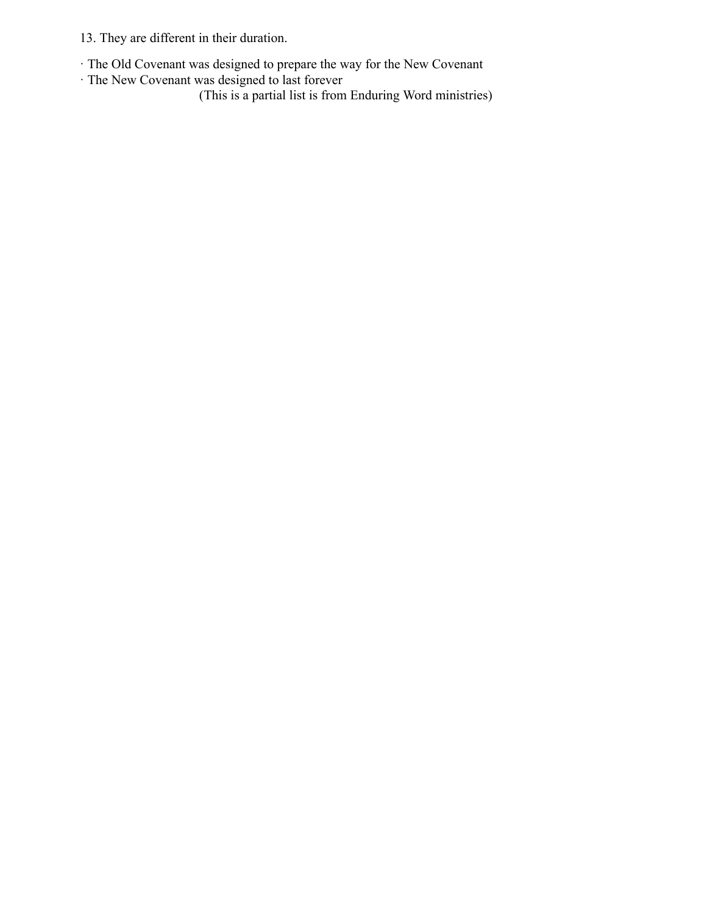13. They are different in their duration.

· The Old Covenant was designed to prepare the way for the New Covenant
· The New Covenant was designed to last forever

(This is a partial list is from Enduring Word ministries)